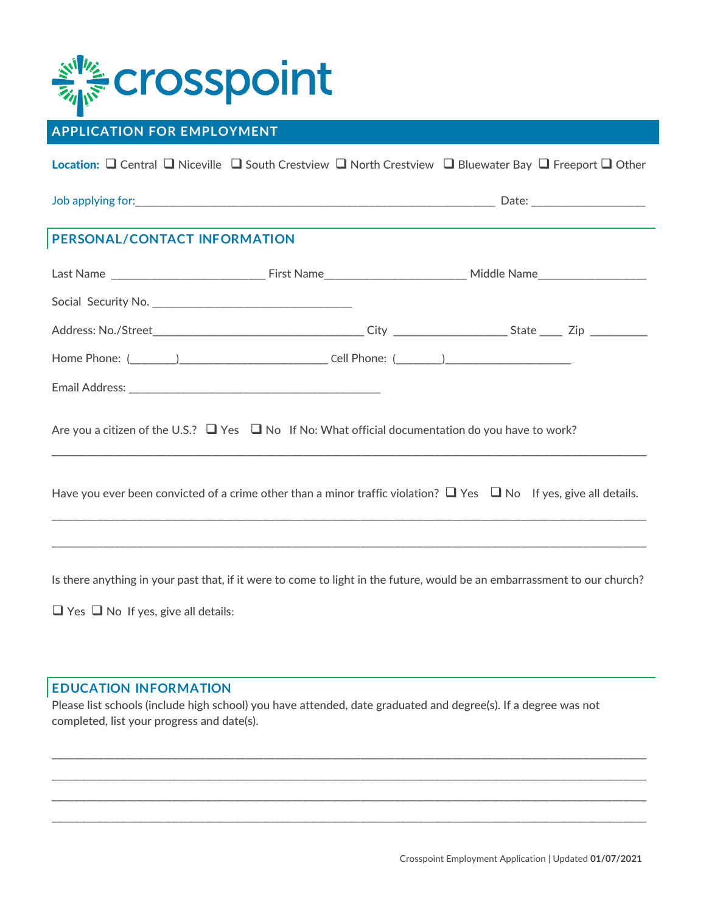crosspoint

## APPLICATION FOR EMPLOYMENT

**Location:** ❑ Central ❑ Niceville ❑ South Crestview ❑ North Crestview ❑ Bluewater Bay ❑ Freeport ❑ Other

Job applying for:_____________________________________________________________ Date: ___________________

### PERSONAL/CONTACT INFORMATION

Last Name _________________________ First Name_______________________ Middle Name__________________

Social Security No. _________________________________

Address: No./Street___________________________________ City ___________________ State ____ Zip __________

Home Phone: (________)_________________________ Cell Phone: (________)_____________________

Email Address: __________________________________________

Are you a citizen of the U.S.? ❑ Yes ❑ No If No: What official documentation do you have to work?

______________________________________________________________________________________________

Have you ever been convicted of a crime other than a minor traffic violation? ❑ Yes ❑ No If yes, give all details.

______________________________________________________________________________________________

______________________________________________________________________________________________

Is there anything in your past that, if it were to come to light in the future, would be an embarrassment to our church?

❑ Yes ❑ No If yes, give all details:

### EDUCATION INFORMATION

Please list schools (include high school) you have attended, date graduated and degree(s). If a degree was not completed, list your progress and date(s).

______________________________________________________________________________________________

______________________________________________________________________________________________

______________________________________________________________________________________________

______________________________________________________________________________________________

Crosspoint Employment Application | Updated **01/07/2021**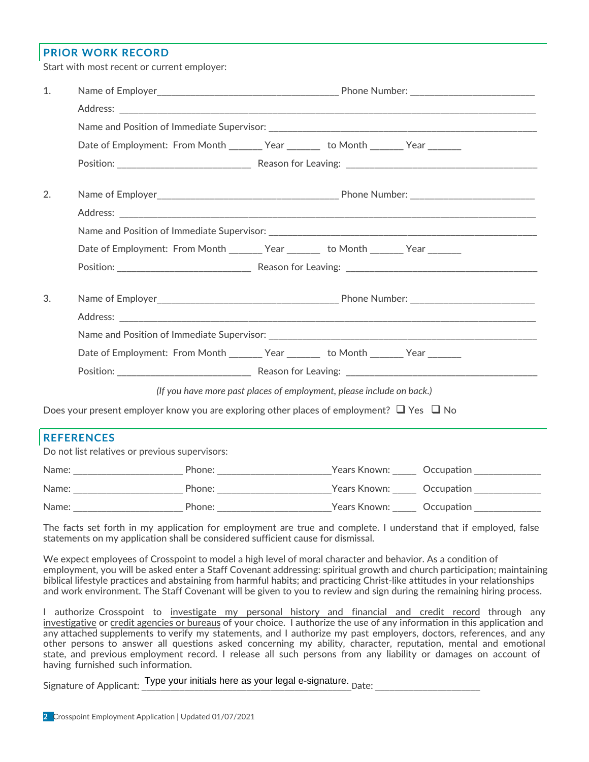## PRIOR WORK RECORD

Start with most recent or current employer:

1. Name of Employer\_\_\_\_\_\_\_\_\_\_\_\_\_\_\_\_\_\_\_\_\_\_\_\_\_\_\_\_\_\_\_\_\_\_\_\_ Phone Number: \_\_\_\_\_\_\_\_\_\_\_\_\_\_\_\_\_\_\_\_\_\_\_\_\_

   Address: \_\_\_\_\_\_\_\_\_\_\_\_\_\_\_\_\_\_\_\_\_\_\_\_\_\_\_\_\_\_\_\_\_\_\_\_\_\_\_\_\_\_\_\_\_\_\_\_\_\_\_\_\_\_\_\_\_\_\_\_\_\_\_\_\_\_\_\_\_\_\_\_\_\_\_\_\_\_\_\_\_\_\_\_\_

   Name and Position of Immediate Supervisor: \_\_\_\_\_\_\_\_\_\_\_\_\_\_\_\_\_\_\_\_\_\_\_\_\_\_\_\_\_\_\_\_\_\_\_\_\_\_\_\_\_\_\_\_\_\_\_\_\_\_\_\_\_\_

   Date of Employment: From Month \_\_\_\_\_\_\_ Year \_\_\_\_\_\_\_ to Month \_\_\_\_\_\_\_ Year \_\_\_\_\_\_\_

   Position: \_\_\_\_\_\_\_\_\_\_\_\_\_\_\_\_\_\_\_\_\_\_\_\_\_\_\_ Reason for Leaving: \_\_\_\_\_\_\_\_\_\_\_\_\_\_\_\_\_\_\_\_\_\_\_\_\_\_\_\_\_\_\_\_\_\_\_\_\_\_\_

2. Name of Employer\_\_\_\_\_\_\_\_\_\_\_\_\_\_\_\_\_\_\_\_\_\_\_\_\_\_\_\_\_\_\_\_\_\_\_\_ Phone Number: \_\_\_\_\_\_\_\_\_\_\_\_\_\_\_\_\_\_\_\_\_\_\_\_\_

   Address: \_\_\_\_\_\_\_\_\_\_\_\_\_\_\_\_\_\_\_\_\_\_\_\_\_\_\_\_\_\_\_\_\_\_\_\_\_\_\_\_\_\_\_\_\_\_\_\_\_\_\_\_\_\_\_\_\_\_\_\_\_\_\_\_\_\_\_\_\_\_\_\_\_\_\_\_\_\_\_\_\_\_\_\_\_

   Name and Position of Immediate Supervisor: \_\_\_\_\_\_\_\_\_\_\_\_\_\_\_\_\_\_\_\_\_\_\_\_\_\_\_\_\_\_\_\_\_\_\_\_\_\_\_\_\_\_\_\_\_\_\_\_\_\_\_\_\_\_

   Date of Employment: From Month \_\_\_\_\_\_\_ Year \_\_\_\_\_\_\_ to Month \_\_\_\_\_\_\_ Year \_\_\_\_\_\_\_

   Position: \_\_\_\_\_\_\_\_\_\_\_\_\_\_\_\_\_\_\_\_\_\_\_\_\_\_\_ Reason for Leaving: \_\_\_\_\_\_\_\_\_\_\_\_\_\_\_\_\_\_\_\_\_\_\_\_\_\_\_\_\_\_\_\_\_\_\_\_\_\_\_

3. Name of Employer\_\_\_\_\_\_\_\_\_\_\_\_\_\_\_\_\_\_\_\_\_\_\_\_\_\_\_\_\_\_\_\_\_\_\_\_ Phone Number: \_\_\_\_\_\_\_\_\_\_\_\_\_\_\_\_\_\_\_\_\_\_\_\_\_

   Address: \_\_\_\_\_\_\_\_\_\_\_\_\_\_\_\_\_\_\_\_\_\_\_\_\_\_\_\_\_\_\_\_\_\_\_\_\_\_\_\_\_\_\_\_\_\_\_\_\_\_\_\_\_\_\_\_\_\_\_\_\_\_\_\_\_\_\_\_\_\_\_\_\_\_\_\_\_\_\_\_\_\_\_\_\_

   Name and Position of Immediate Supervisor: \_\_\_\_\_\_\_\_\_\_\_\_\_\_\_\_\_\_\_\_\_\_\_\_\_\_\_\_\_\_\_\_\_\_\_\_\_\_\_\_\_\_\_\_\_\_\_\_\_\_\_\_\_\_

   Date of Employment: From Month \_\_\_\_\_\_\_ Year \_\_\_\_\_\_\_ to Month \_\_\_\_\_\_\_ Year \_\_\_\_\_\_\_

   Position: \_\_\_\_\_\_\_\_\_\_\_\_\_\_\_\_\_\_\_\_\_\_\_\_\_\_\_ Reason for Leaving: \_\_\_\_\_\_\_\_\_\_\_\_\_\_\_\_\_\_\_\_\_\_\_\_\_\_\_\_\_\_\_\_\_\_\_\_\_\_\_

*(If you have more past places of employment, please include on back.)*

Does your present employer know you are exploring other places of employment? ☐ Yes ☐ No

## REFERENCES

Do not list relatives or previous supervisors:

Name: \_\_\_\_\_\_\_\_\_\_\_\_\_\_\_\_\_\_\_\_\_\_ Phone: \_\_\_\_\_\_\_\_\_\_\_\_\_\_\_\_\_\_\_\_\_\_\_Years Known: \_\_\_\_\_ Occupation \_\_\_\_\_\_\_\_\_\_\_\_\_\_

Name: \_\_\_\_\_\_\_\_\_\_\_\_\_\_\_\_\_\_\_\_\_\_ Phone: \_\_\_\_\_\_\_\_\_\_\_\_\_\_\_\_\_\_\_\_\_\_\_Years Known: \_\_\_\_\_ Occupation \_\_\_\_\_\_\_\_\_\_\_\_\_\_

Name: \_\_\_\_\_\_\_\_\_\_\_\_\_\_\_\_\_\_\_\_\_\_ Phone: \_\_\_\_\_\_\_\_\_\_\_\_\_\_\_\_\_\_\_\_\_\_\_Years Known: \_\_\_\_\_ Occupation \_\_\_\_\_\_\_\_\_\_\_\_\_\_

The facts set forth in my application for employment are true and complete. I understand that if employed, false statements on my application shall be considered sufficient cause for dismissal.

We expect employees of Crosspoint to model a high level of moral character and behavior. As a condition of employment, you will be asked enter a Staff Covenant addressing: spiritual growth and church participation; maintaining biblical lifestyle practices and abstaining from harmful habits; and practicing Christ-like attitudes in your relationships and work environment. The Staff Covenant will be given to you to review and sign during the remaining hiring process.

I authorize Crosspoint to investigate my personal history and financial and credit record through any investigative or credit agencies or bureaus of your choice. I authorize the use of any information in this application and any attached supplements to verify my statements, and I authorize my past employers, doctors, references, and any other persons to answer all questions asked concerning my ability, character, reputation, mental and emotional state, and previous employment record. I release all such persons from any liability or damages on account of having furnished such information.

Signature of Applicant: Type your initials here as your legal e-signature. Date: \_\_\_\_\_\_\_\_\_\_\_\_\_\_\_\_\_\_\_\_\_

Crosspoint Employment Application | Updated 01/07/2021